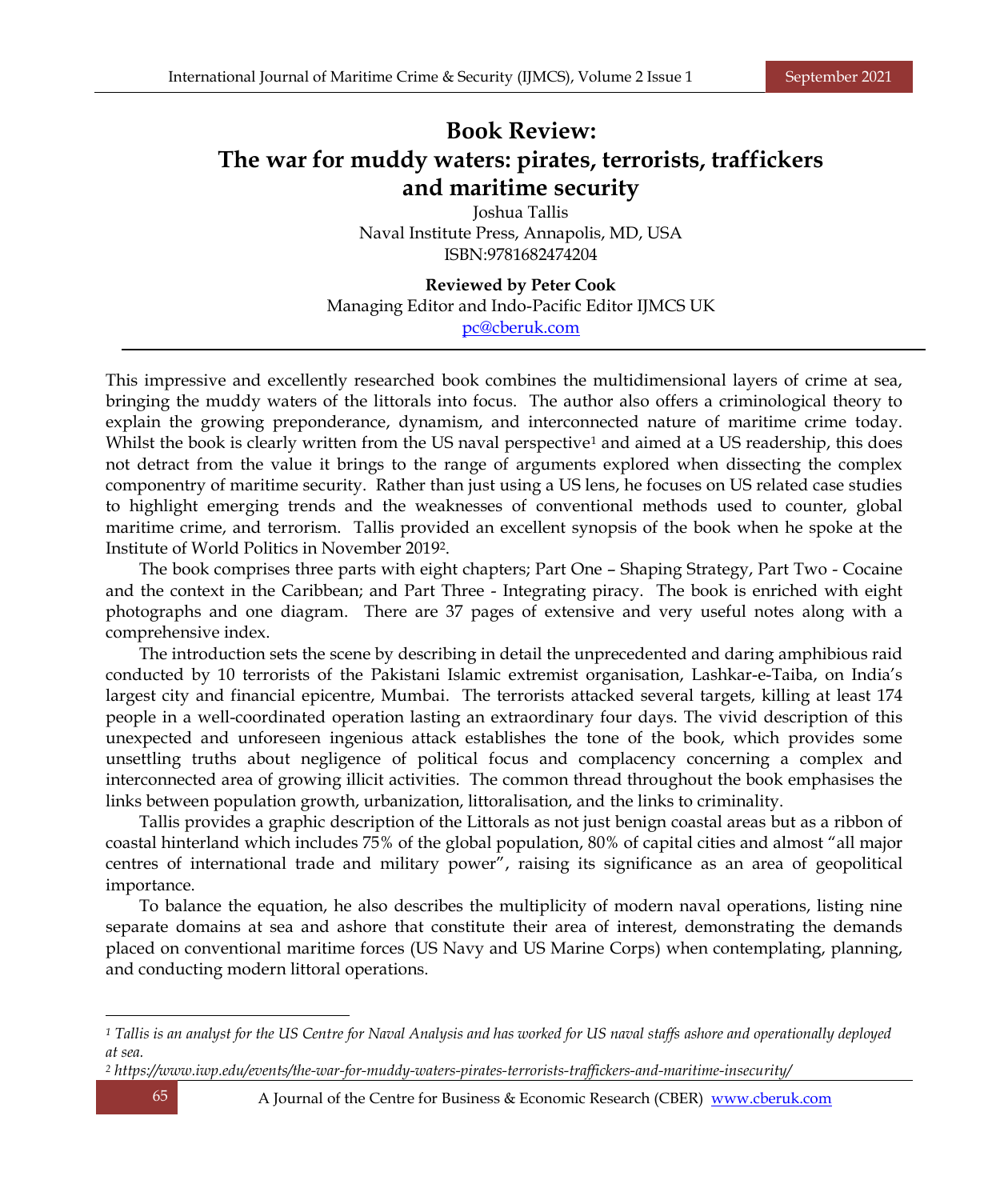# Book Review:
# The war for muddy waters: pirates, terrorists, traffickers and maritime security

Joshua Tallis
Naval Institute Press, Annapolis, MD, USA
ISBN:9781682474204

**Reviewed by Peter Cook**
Managing Editor and Indo-Pacific Editor IJMCS UK
pc@cberuk.com

---

This impressive and excellently researched book combines the multidimensional layers of crime at sea, bringing the muddy waters of the littorals into focus. The author also offers a criminological theory to explain the growing preponderance, dynamism, and interconnected nature of maritime crime today. Whilst the book is clearly written from the US naval perspective[1] and aimed at a US readership, this does not detract from the value it brings to the range of arguments explored when dissecting the complex componentry of maritime security. Rather than just using a US lens, he focuses on US related case studies to highlight emerging trends and the weaknesses of conventional methods used to counter, global maritime crime, and terrorism. Tallis provided an excellent synopsis of the book when he spoke at the Institute of World Politics in November 2019[2].

The book comprises three parts with eight chapters; Part One – Shaping Strategy, Part Two - Cocaine and the context in the Caribbean; and Part Three - Integrating piracy. The book is enriched with eight photographs and one diagram. There are 37 pages of extensive and very useful notes along with a comprehensive index.

The introduction sets the scene by describing in detail the unprecedented and daring amphibious raid conducted by 10 terrorists of the Pakistani Islamic extremist organisation, Lashkar-e-Taiba, on India's largest city and financial epicentre, Mumbai. The terrorists attacked several targets, killing at least 174 people in a well-coordinated operation lasting an extraordinary four days. The vivid description of this unexpected and unforeseen ingenious attack establishes the tone of the book, which provides some unsettling truths about negligence of political focus and complacency concerning a complex and interconnected area of growing illicit activities. The common thread throughout the book emphasises the links between population growth, urbanization, littoralisation, and the links to criminality.

Tallis provides a graphic description of the Littorals as not just benign coastal areas but as a ribbon of coastal hinterland which includes 75% of the global population, 80% of capital cities and almost "all major centres of international trade and military power", raising its significance as an area of geopolitical importance.

To balance the equation, he also describes the multiplicity of modern naval operations, listing nine separate domains at sea and ashore that constitute their area of interest, demonstrating the demands placed on conventional maritime forces (US Navy and US Marine Corps) when contemplating, planning, and conducting modern littoral operations.

---

*[1] Tallis is an analyst for the US Centre for Naval Analysis and has worked for US naval staffs ashore and operationally deployed at sea.*

*[2] https://www.iwp.edu/events/the-war-for-muddy-waters-pirates-terrorists-traffickers-and-maritime-insecurity/*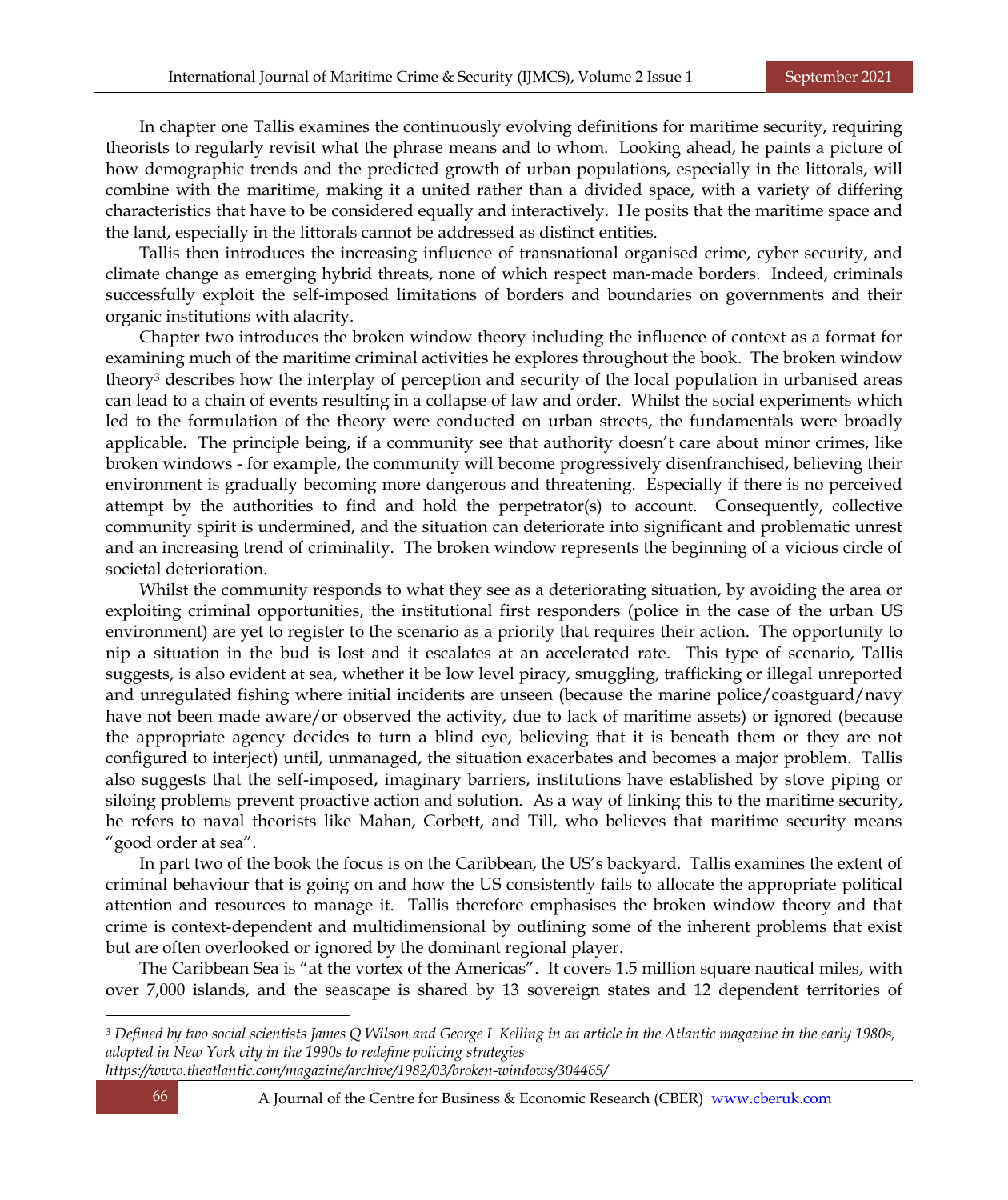In chapter one Tallis examines the continuously evolving definitions for maritime security, requiring theorists to regularly revisit what the phrase means and to whom. Looking ahead, he paints a picture of how demographic trends and the predicted growth of urban populations, especially in the littorals, will combine with the maritime, making it a united rather than a divided space, with a variety of differing characteristics that have to be considered equally and interactively. He posits that the maritime space and the land, especially in the littorals cannot be addressed as distinct entities.

Tallis then introduces the increasing influence of transnational organised crime, cyber security, and climate change as emerging hybrid threats, none of which respect man-made borders. Indeed, criminals successfully exploit the self-imposed limitations of borders and boundaries on governments and their organic institutions with alacrity.

Chapter two introduces the broken window theory including the influence of context as a format for examining much of the maritime criminal activities he explores throughout the book. The broken window theory[3] describes how the interplay of perception and security of the local population in urbanised areas can lead to a chain of events resulting in a collapse of law and order. Whilst the social experiments which led to the formulation of the theory were conducted on urban streets, the fundamentals were broadly applicable. The principle being, if a community see that authority doesn't care about minor crimes, like broken windows - for example, the community will become progressively disenfranchised, believing their environment is gradually becoming more dangerous and threatening. Especially if there is no perceived attempt by the authorities to find and hold the perpetrator(s) to account. Consequently, collective community spirit is undermined, and the situation can deteriorate into significant and problematic unrest and an increasing trend of criminality. The broken window represents the beginning of a vicious circle of societal deterioration.

Whilst the community responds to what they see as a deteriorating situation, by avoiding the area or exploiting criminal opportunities, the institutional first responders (police in the case of the urban US environment) are yet to register to the scenario as a priority that requires their action. The opportunity to nip a situation in the bud is lost and it escalates at an accelerated rate. This type of scenario, Tallis suggests, is also evident at sea, whether it be low level piracy, smuggling, trafficking or illegal unreported and unregulated fishing where initial incidents are unseen (because the marine police/coastguard/navy have not been made aware/or observed the activity, due to lack of maritime assets) or ignored (because the appropriate agency decides to turn a blind eye, believing that it is beneath them or they are not configured to interject) until, unmanaged, the situation exacerbates and becomes a major problem. Tallis also suggests that the self-imposed, imaginary barriers, institutions have established by stove piping or siloing problems prevent proactive action and solution. As a way of linking this to the maritime security, he refers to naval theorists like Mahan, Corbett, and Till, who believes that maritime security means "good order at sea".

In part two of the book the focus is on the Caribbean, the US's backyard. Tallis examines the extent of criminal behaviour that is going on and how the US consistently fails to allocate the appropriate political attention and resources to manage it. Tallis therefore emphasises the broken window theory and that crime is context-dependent and multidimensional by outlining some of the inherent problems that exist but are often overlooked or ignored by the dominant regional player.

The Caribbean Sea is "at the vortex of the Americas". It covers 1.5 million square nautical miles, with over 7,000 islands, and the seascape is shared by 13 sovereign states and 12 dependent territories of

---

[3] *Defined by two social scientists James Q Wilson and George L Kelling in an article in the Atlantic magazine in the early 1980s, adopted in New York city in the 1990s to redefine policing strategies https://www.theatlantic.com/magazine/archive/1982/03/broken-windows/304465/*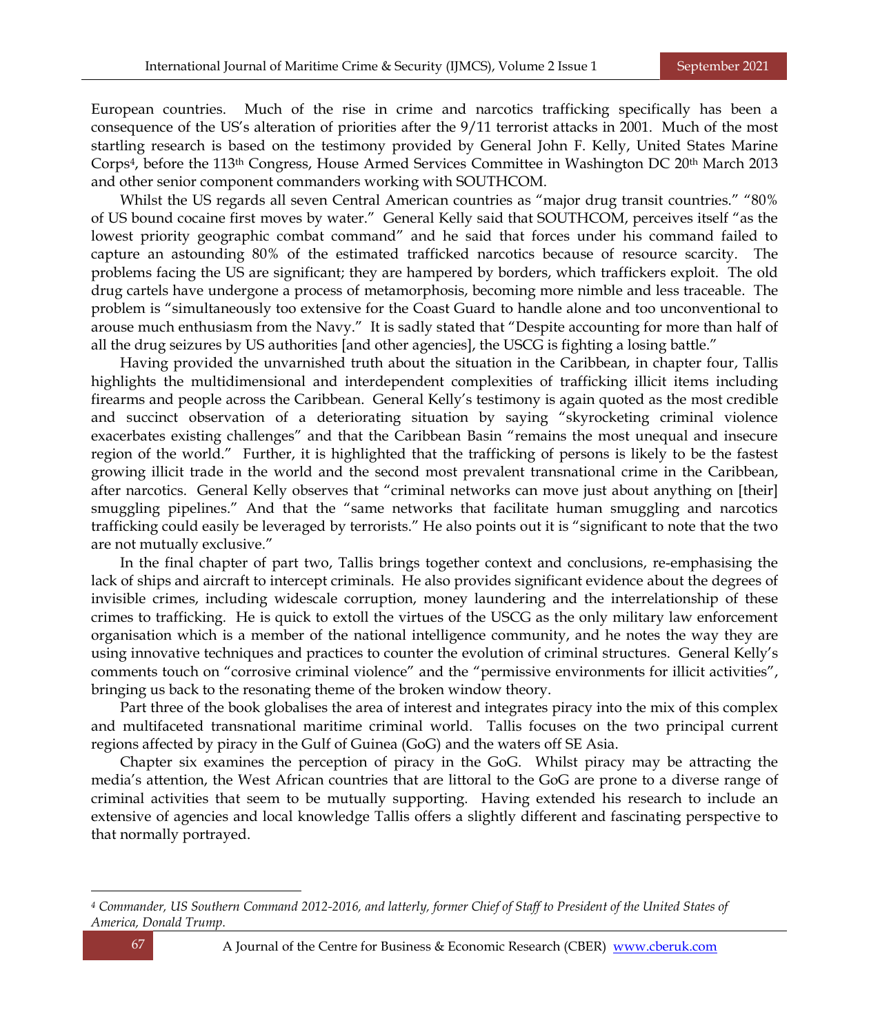European countries. Much of the rise in crime and narcotics trafficking specifically has been a consequence of the US's alteration of priorities after the 9/11 terrorist attacks in 2001. Much of the most startling research is based on the testimony provided by General John F. Kelly, United States Marine Corps[4], before the 113th Congress, House Armed Services Committee in Washington DC 20th March 2013 and other senior component commanders working with SOUTHCOM.

Whilst the US regards all seven Central American countries as "major drug transit countries." "80% of US bound cocaine first moves by water." General Kelly said that SOUTHCOM, perceives itself "as the lowest priority geographic combat command" and he said that forces under his command failed to capture an astounding 80% of the estimated trafficked narcotics because of resource scarcity. The problems facing the US are significant; they are hampered by borders, which traffickers exploit. The old drug cartels have undergone a process of metamorphosis, becoming more nimble and less traceable. The problem is "simultaneously too extensive for the Coast Guard to handle alone and too unconventional to arouse much enthusiasm from the Navy." It is sadly stated that "Despite accounting for more than half of all the drug seizures by US authorities [and other agencies], the USCG is fighting a losing battle."

Having provided the unvarnished truth about the situation in the Caribbean, in chapter four, Tallis highlights the multidimensional and interdependent complexities of trafficking illicit items including firearms and people across the Caribbean. General Kelly's testimony is again quoted as the most credible and succinct observation of a deteriorating situation by saying "skyrocketing criminal violence exacerbates existing challenges" and that the Caribbean Basin "remains the most unequal and insecure region of the world." Further, it is highlighted that the trafficking of persons is likely to be the fastest growing illicit trade in the world and the second most prevalent transnational crime in the Caribbean, after narcotics. General Kelly observes that "criminal networks can move just about anything on [their] smuggling pipelines." And that the "same networks that facilitate human smuggling and narcotics trafficking could easily be leveraged by terrorists." He also points out it is "significant to note that the two are not mutually exclusive."

In the final chapter of part two, Tallis brings together context and conclusions, re-emphasising the lack of ships and aircraft to intercept criminals. He also provides significant evidence about the degrees of invisible crimes, including widescale corruption, money laundering and the interrelationship of these crimes to trafficking. He is quick to extoll the virtues of the USCG as the only military law enforcement organisation which is a member of the national intelligence community, and he notes the way they are using innovative techniques and practices to counter the evolution of criminal structures. General Kelly's comments touch on "corrosive criminal violence" and the "permissive environments for illicit activities", bringing us back to the resonating theme of the broken window theory.

Part three of the book globalises the area of interest and integrates piracy into the mix of this complex and multifaceted transnational maritime criminal world. Tallis focuses on the two principal current regions affected by piracy in the Gulf of Guinea (GoG) and the waters off SE Asia.

Chapter six examines the perception of piracy in the GoG. Whilst piracy may be attracting the media's attention, the West African countries that are littoral to the GoG are prone to a diverse range of criminal activities that seem to be mutually supporting. Having extended his research to include an extensive of agencies and local knowledge Tallis offers a slightly different and fascinating perspective to that normally portrayed.

---

[4] *Commander, US Southern Command 2012-2016, and latterly, former Chief of Staff to President of the United States of America, Donald Trump.*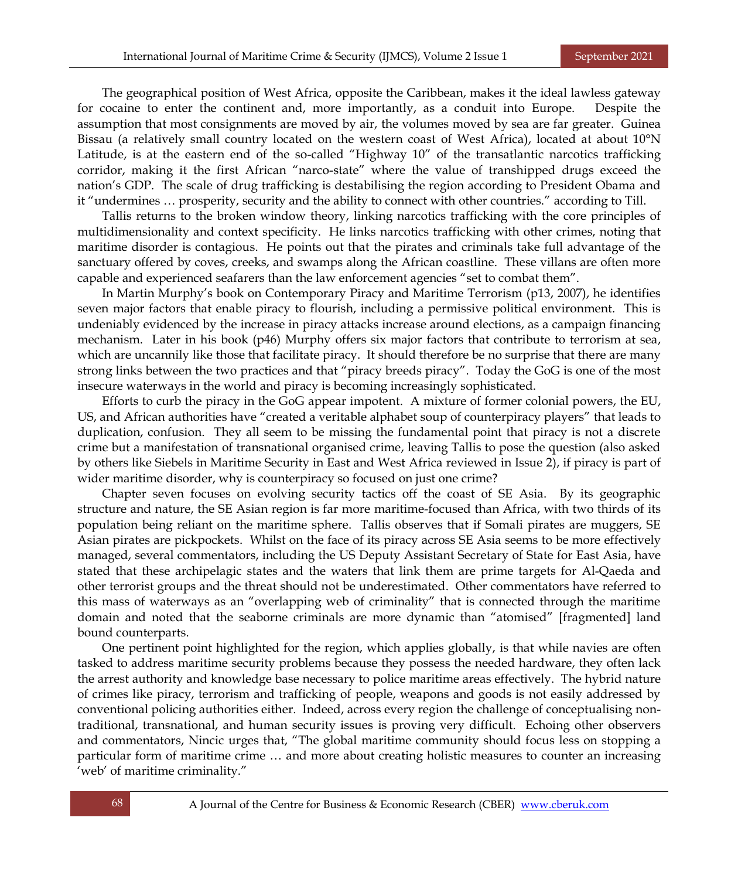The geographical position of West Africa, opposite the Caribbean, makes it the ideal lawless gateway for cocaine to enter the continent and, more importantly, as a conduit into Europe. Despite the assumption that most consignments are moved by air, the volumes moved by sea are far greater. Guinea Bissau (a relatively small country located on the western coast of West Africa), located at about 10°N Latitude, is at the eastern end of the so-called "Highway 10" of the transatlantic narcotics trafficking corridor, making it the first African "narco-state" where the value of transhipped drugs exceed the nation's GDP. The scale of drug trafficking is destabilising the region according to President Obama and it "undermines … prosperity, security and the ability to connect with other countries." according to Till.

Tallis returns to the broken window theory, linking narcotics trafficking with the core principles of multidimensionality and context specificity. He links narcotics trafficking with other crimes, noting that maritime disorder is contagious. He points out that the pirates and criminals take full advantage of the sanctuary offered by coves, creeks, and swamps along the African coastline. These villans are often more capable and experienced seafarers than the law enforcement agencies "set to combat them".

In Martin Murphy's book on Contemporary Piracy and Maritime Terrorism (p13, 2007), he identifies seven major factors that enable piracy to flourish, including a permissive political environment. This is undeniably evidenced by the increase in piracy attacks increase around elections, as a campaign financing mechanism. Later in his book (p46) Murphy offers six major factors that contribute to terrorism at sea, which are uncannily like those that facilitate piracy. It should therefore be no surprise that there are many strong links between the two practices and that "piracy breeds piracy". Today the GoG is one of the most insecure waterways in the world and piracy is becoming increasingly sophisticated.

Efforts to curb the piracy in the GoG appear impotent. A mixture of former colonial powers, the EU, US, and African authorities have "created a veritable alphabet soup of counterpiracy players" that leads to duplication, confusion. They all seem to be missing the fundamental point that piracy is not a discrete crime but a manifestation of transnational organised crime, leaving Tallis to pose the question (also asked by others like Siebels in Maritime Security in East and West Africa reviewed in Issue 2), if piracy is part of wider maritime disorder, why is counterpiracy so focused on just one crime?

Chapter seven focuses on evolving security tactics off the coast of SE Asia. By its geographic structure and nature, the SE Asian region is far more maritime-focused than Africa, with two thirds of its population being reliant on the maritime sphere. Tallis observes that if Somali pirates are muggers, SE Asian pirates are pickpockets. Whilst on the face of its piracy across SE Asia seems to be more effectively managed, several commentators, including the US Deputy Assistant Secretary of State for East Asia, have stated that these archipelagic states and the waters that link them are prime targets for Al-Qaeda and other terrorist groups and the threat should not be underestimated. Other commentators have referred to this mass of waterways as an "overlapping web of criminality" that is connected through the maritime domain and noted that the seaborne criminals are more dynamic than "atomised" [fragmented] land bound counterparts.

One pertinent point highlighted for the region, which applies globally, is that while navies are often tasked to address maritime security problems because they possess the needed hardware, they often lack the arrest authority and knowledge base necessary to police maritime areas effectively. The hybrid nature of crimes like piracy, terrorism and trafficking of people, weapons and goods is not easily addressed by conventional policing authorities either. Indeed, across every region the challenge of conceptualising non-traditional, transnational, and human security issues is proving very difficult. Echoing other observers and commentators, Nincic urges that, "The global maritime community should focus less on stopping a particular form of maritime crime … and more about creating holistic measures to counter an increasing 'web' of maritime criminality."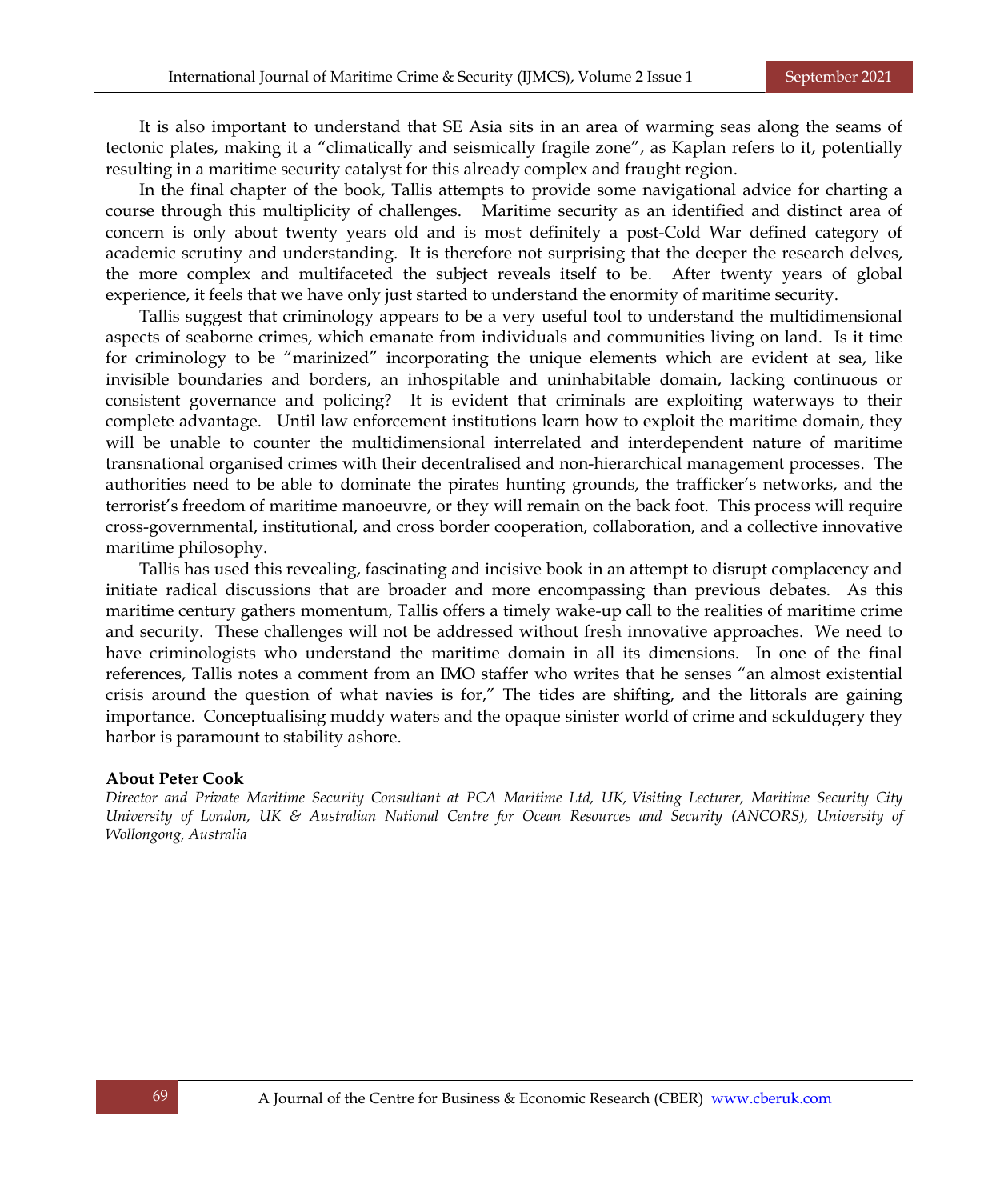It is also important to understand that SE Asia sits in an area of warming seas along the seams of tectonic plates, making it a "climatically and seismically fragile zone", as Kaplan refers to it, potentially resulting in a maritime security catalyst for this already complex and fraught region.

In the final chapter of the book, Tallis attempts to provide some navigational advice for charting a course through this multiplicity of challenges. Maritime security as an identified and distinct area of concern is only about twenty years old and is most definitely a post-Cold War defined category of academic scrutiny and understanding. It is therefore not surprising that the deeper the research delves, the more complex and multifaceted the subject reveals itself to be. After twenty years of global experience, it feels that we have only just started to understand the enormity of maritime security.

Tallis suggest that criminology appears to be a very useful tool to understand the multidimensional aspects of seaborne crimes, which emanate from individuals and communities living on land. Is it time for criminology to be "marinized" incorporating the unique elements which are evident at sea, like invisible boundaries and borders, an inhospitable and uninhabitable domain, lacking continuous or consistent governance and policing? It is evident that criminals are exploiting waterways to their complete advantage. Until law enforcement institutions learn how to exploit the maritime domain, they will be unable to counter the multidimensional interrelated and interdependent nature of maritime transnational organised crimes with their decentralised and non-hierarchical management processes. The authorities need to be able to dominate the pirates hunting grounds, the trafficker's networks, and the terrorist's freedom of maritime manoeuvre, or they will remain on the back foot. This process will require cross-governmental, institutional, and cross border cooperation, collaboration, and a collective innovative maritime philosophy.

Tallis has used this revealing, fascinating and incisive book in an attempt to disrupt complacency and initiate radical discussions that are broader and more encompassing than previous debates. As this maritime century gathers momentum, Tallis offers a timely wake-up call to the realities of maritime crime and security. These challenges will not be addressed without fresh innovative approaches. We need to have criminologists who understand the maritime domain in all its dimensions. In one of the final references, Tallis notes a comment from an IMO staffer who writes that he senses "an almost existential crisis around the question of what navies is for," The tides are shifting, and the littorals are gaining importance. Conceptualising muddy waters and the opaque sinister world of crime and sckuldugery they harbor is paramount to stability ashore.

**About Peter Cook**

*Director and Private Maritime Security Consultant at PCA Maritime Ltd, UK, Visiting Lecturer, Maritime Security City University of London, UK & Australian National Centre for Ocean Resources and Security (ANCORS), University of Wollongong, Australia*